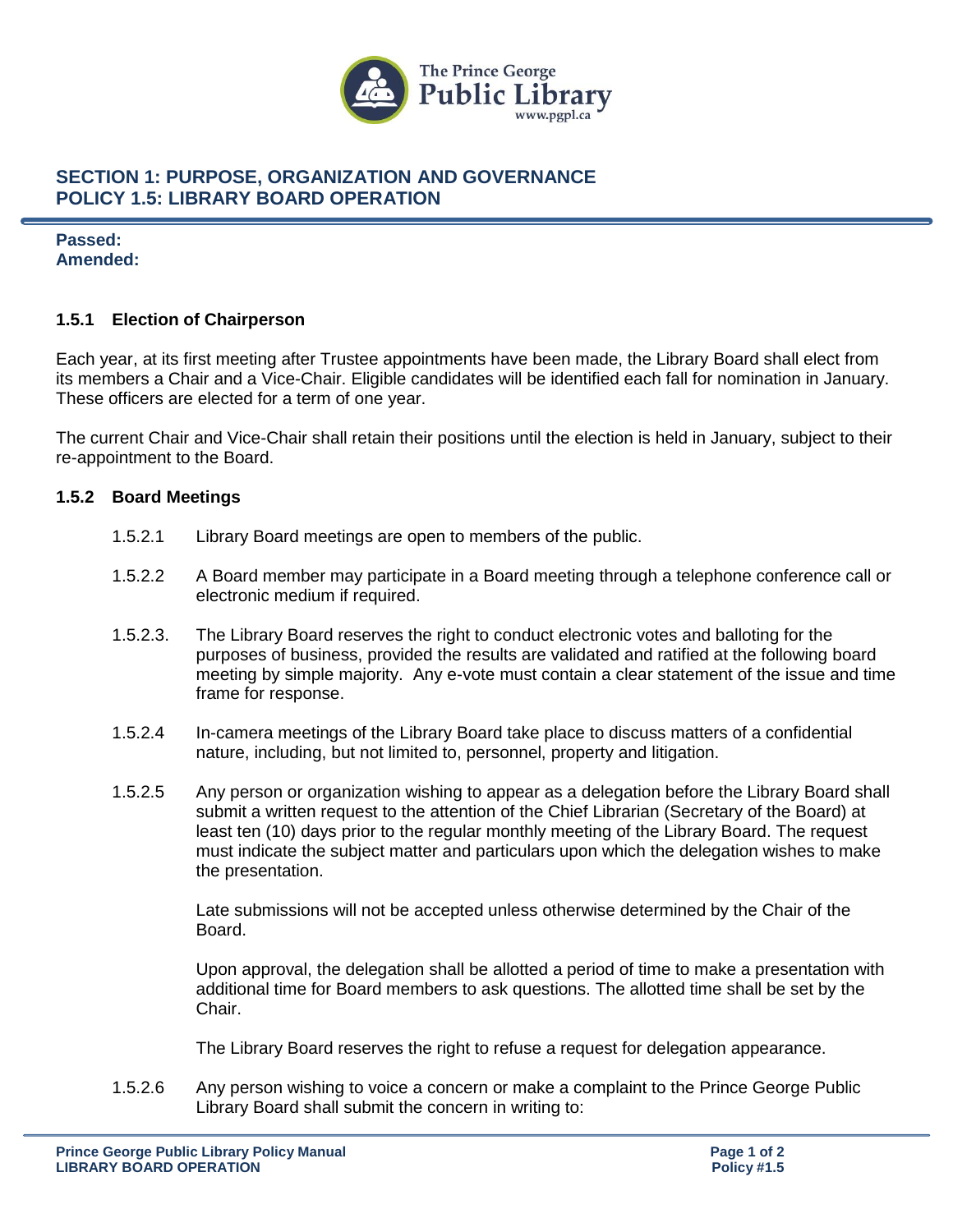## SECTION 1: PURPOSE, ORGANIZATION AND GOVERNANCE
## POLICY 1.5: LIBRARY BOARD OPERATION

**Passed:**
**Amended:**

### 1.5.1 Election of Chairperson

Each year, at its first meeting after Trustee appointments have been made, the Library Board shall elect from its members a Chair and a Vice-Chair. Eligible candidates will be identified each fall for nomination in January. These officers are elected for a term of one year.

The current Chair and Vice-Chair shall retain their positions until the election is held in January, subject to their re-appointment to the Board.

### 1.5.2 Board Meetings

1.5.2.1 Library Board meetings are open to members of the public.

1.5.2.2 A Board member may participate in a Board meeting through a telephone conference call or electronic medium if required.

1.5.2.3. The Library Board reserves the right to conduct electronic votes and balloting for the purposes of business, provided the results are validated and ratified at the following board meeting by simple majority. Any e-vote must contain a clear statement of the issue and time frame for response.

1.5.2.4 In-camera meetings of the Library Board take place to discuss matters of a confidential nature, including, but not limited to, personnel, property and litigation.

1.5.2.5 Any person or organization wishing to appear as a delegation before the Library Board shall submit a written request to the attention of the Chief Librarian (Secretary of the Board) at least ten (10) days prior to the regular monthly meeting of the Library Board. The request must indicate the subject matter and particulars upon which the delegation wishes to make the presentation.

Late submissions will not be accepted unless otherwise determined by the Chair of the Board.

Upon approval, the delegation shall be allotted a period of time to make a presentation with additional time for Board members to ask questions. The allotted time shall be set by the Chair.

The Library Board reserves the right to refuse a request for delegation appearance.

1.5.2.6 Any person wishing to voice a concern or make a complaint to the Prince George Public Library Board shall submit the concern in writing to: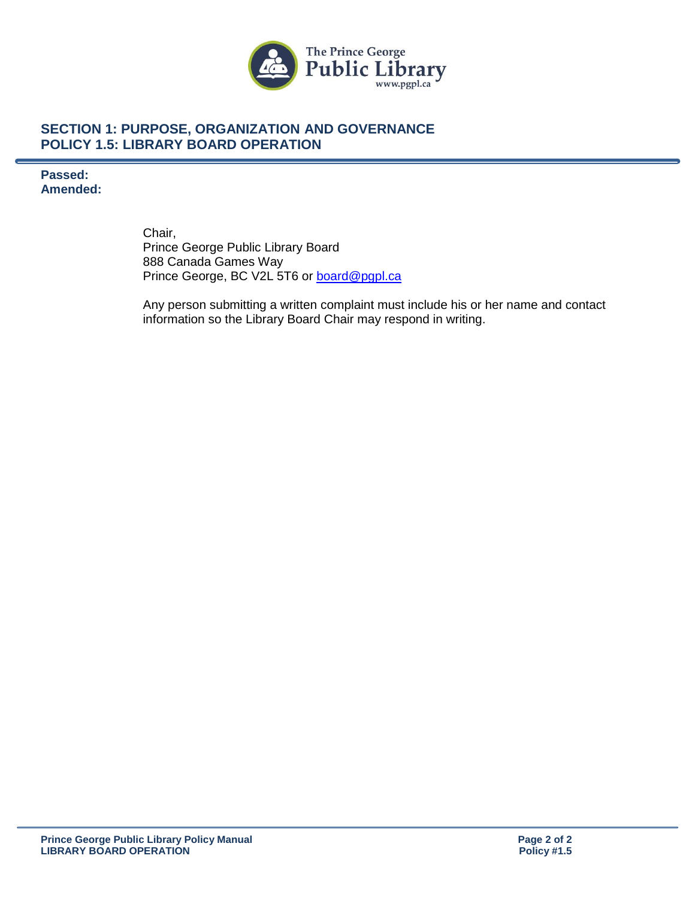## SECTION 1: PURPOSE, ORGANIZATION AND GOVERNANCE
## POLICY 1.5: LIBRARY BOARD OPERATION

**Passed:**
**Amended:**

Chair,
Prince George Public Library Board
888 Canada Games Way
Prince George, BC V2L 5T6 or board@pgpl.ca

Any person submitting a written complaint must include his or her name and contact information so the Library Board Chair may respond in writing.